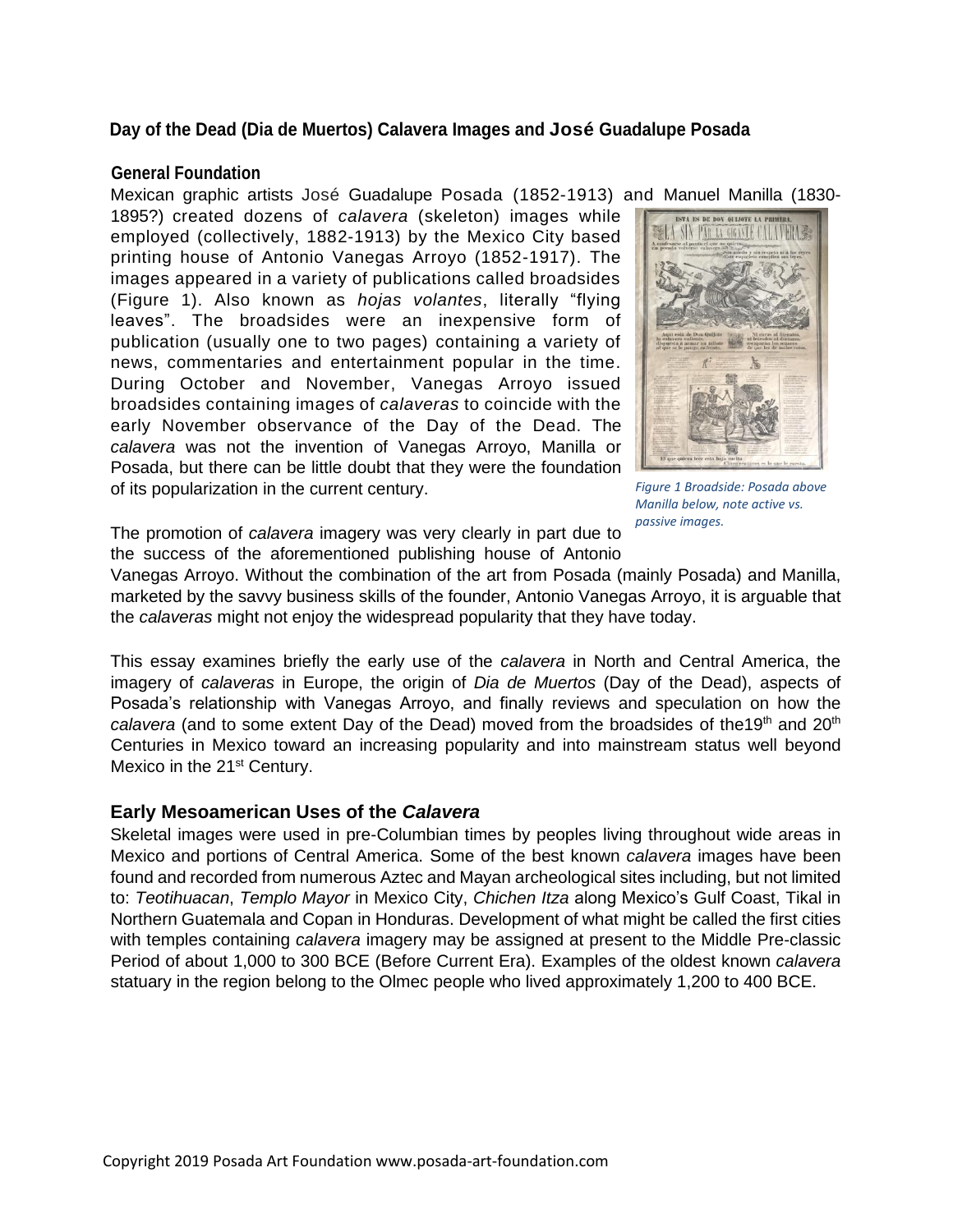# Day of the Dead (Dia de Muertos) Calavera Images and José Guadalupe Posada

## General Foundation

Mexican graphic artists José Guadalupe Posada (1852-1913) and Manuel Manilla (1830-1895?) created dozens of *calavera* (skeleton) images while employed (collectively, 1882-1913) by the Mexico City based printing house of Antonio Vanegas Arroyo (1852-1917). The images appeared in a variety of publications called broadsides (Figure 1). Also known as *hojas volantes*, literally "flying leaves". The broadsides were an inexpensive form of publication (usually one to two pages) containing a variety of news, commentaries and entertainment popular in the time. During October and November, Vanegas Arroyo issued broadsides containing images of *calaveras* to coincide with the early November observance of the Day of the Dead. The *calavera* was not the invention of Vanegas Arroyo, Manilla or Posada, but there can be little doubt that they were the foundation of its popularization in the current century.

*Figure 1 Broadside: Posada above Manilla below, note active vs. passive images.*

The promotion of *calavera* imagery was very clearly in part due to the success of the aforementioned publishing house of Antonio Vanegas Arroyo. Without the combination of the art from Posada (mainly Posada) and Manilla, marketed by the savvy business skills of the founder, Antonio Vanegas Arroyo, it is arguable that the *calaveras* might not enjoy the widespread popularity that they have today.

This essay examines briefly the early use of the *calavera* in North and Central America, the imagery of *calaveras* in Europe, the origin of *Dia de Muertos* (Day of the Dead), aspects of Posada's relationship with Vanegas Arroyo, and finally reviews and speculation on how the *calavera* (and to some extent Day of the Dead) moved from the broadsides of the19th and 20th Centuries in Mexico toward an increasing popularity and into mainstream status well beyond Mexico in the 21st Century.

## Early Mesoamerican Uses of the *Calavera*

Skeletal images were used in pre-Columbian times by peoples living throughout wide areas in Mexico and portions of Central America. Some of the best known *calavera* images have been found and recorded from numerous Aztec and Mayan archeological sites including, but not limited to: *Teotihuacan*, *Templo Mayor* in Mexico City, *Chichen Itza* along Mexico's Gulf Coast, Tikal in Northern Guatemala and Copan in Honduras. Development of what might be called the first cities with temples containing *calavera* imagery may be assigned at present to the Middle Pre-classic Period of about 1,000 to 300 BCE (Before Current Era). Examples of the oldest known *calavera* statuary in the region belong to the Olmec people who lived approximately 1,200 to 400 BCE.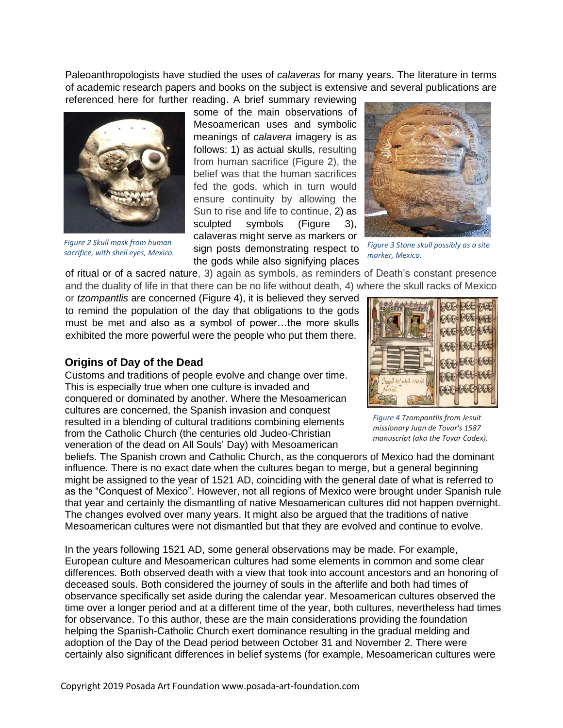Paleoanthropologists have studied the uses of *calaveras* for many years. The literature in terms of academic research papers and books on the subject is extensive and several publications are referenced here for further reading. A brief summary reviewing some of the main observations of Mesoamerican uses and symbolic meanings of *calavera* imagery is as follows: 1) as actual skulls, resulting from human sacrifice (Figure 2), the belief was that the human sacrifices fed the gods, which in turn would ensure continuity by allowing the Sun to rise and life to continue, 2) as sculpted symbols (Figure 3), calaveras might serve as markers or sign posts demonstrating respect to the gods while also signifying places of ritual or of a sacred nature, 3) again as symbols, as reminders of Death's constant presence and the duality of life in that there can be no life without death, 4) where the skull racks of Mexico or *tzompantlis* are concerned (Figure 4), it is believed they served to remind the population of the day that obligations to the gods must be met and also as a symbol of power…the more skulls exhibited the more powerful were the people who put them there.

*Figure 2 Skull mask from human sacrifice, with shell eyes, Mexico.*

*Figure 3 Stone skull possibly as a site marker, Mexico.*

*Figure 4 Tzompantlis from Jesuit missionary Juan de Tovar's 1587 manuscript (aka the Tovar Codex).*

## Origins of Day of the Dead

Customs and traditions of people evolve and change over time. This is especially true when one culture is invaded and conquered or dominated by another. Where the Mesoamerican cultures are concerned, the Spanish invasion and conquest resulted in a blending of cultural traditions combining elements from the Catholic Church (the centuries old Judeo-Christian veneration of the dead on All Souls' Day) with Mesoamerican beliefs. The Spanish crown and Catholic Church, as the conquerors of Mexico had the dominant influence. There is no exact date when the cultures began to merge, but a general beginning might be assigned to the year of 1521 AD, coinciding with the general date of what is referred to as the "Conquest of Mexico". However, not all regions of Mexico were brought under Spanish rule that year and certainly the dismantling of native Mesoamerican cultures did not happen overnight. The changes evolved over many years. It might also be argued that the traditions of native Mesoamerican cultures were not dismantled but that they are evolved and continue to evolve.

In the years following 1521 AD, some general observations may be made. For example, European culture and Mesoamerican cultures had some elements in common and some clear differences. Both observed death with a view that took into account ancestors and an honoring of deceased souls. Both considered the journey of souls in the afterlife and both had times of observance specifically set aside during the calendar year. Mesoamerican cultures observed the time over a longer period and at a different time of the year, both cultures, nevertheless had times for observance. To this author, these are the main considerations providing the foundation helping the Spanish-Catholic Church exert dominance resulting in the gradual melding and adoption of the Day of the Dead period between October 31 and November 2. There were certainly also significant differences in belief systems (for example, Mesoamerican cultures were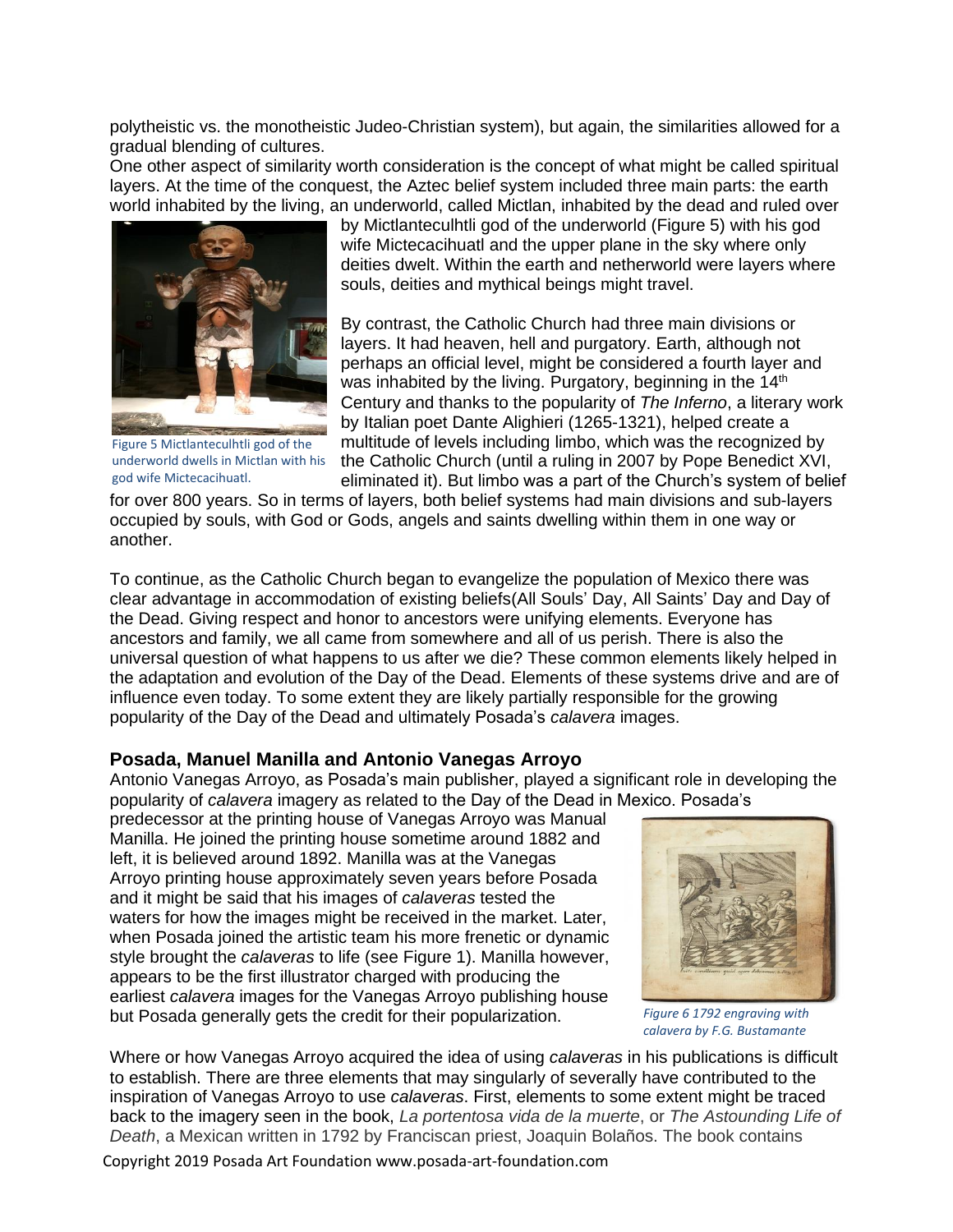polytheistic vs. the monotheistic Judeo-Christian system), but again, the similarities allowed for a gradual blending of cultures.

One other aspect of similarity worth consideration is the concept of what might be called spiritual layers. At the time of the conquest, the Aztec belief system included three main parts: the earth world inhabited by the living, an underworld, called Mictlan, inhabited by the dead and ruled over by Mictlanteculhtli god of the underworld (Figure 5) with his god wife Mictecacihuatl and the upper plane in the sky where only deities dwelt. Within the earth and netherworld were layers where souls, deities and mythical beings might travel.

Figure 5 Mictlanteculhtli god of the underworld dwells in Mictlan with his god wife Mictecacihuatl.

By contrast, the Catholic Church had three main divisions or layers. It had heaven, hell and purgatory. Earth, although not perhaps an official level, might be considered a fourth layer and was inhabited by the living. Purgatory, beginning in the 14th Century and thanks to the popularity of *The Inferno*, a literary work by Italian poet Dante Alighieri (1265-1321), helped create a multitude of levels including limbo, which was the recognized by the Catholic Church (until a ruling in 2007 by Pope Benedict XVI, eliminated it). But limbo was a part of the Church's system of belief for over 800 years. So in terms of layers, both belief systems had main divisions and sub-layers occupied by souls, with God or Gods, angels and saints dwelling within them in one way or another.

To continue, as the Catholic Church began to evangelize the population of Mexico there was clear advantage in accommodation of existing beliefs(All Souls' Day, All Saints' Day and Day of the Dead. Giving respect and honor to ancestors were unifying elements. Everyone has ancestors and family, we all came from somewhere and all of us perish. There is also the universal question of what happens to us after we die? These common elements likely helped in the adaptation and evolution of the Day of the Dead. Elements of these systems drive and are of influence even today. To some extent they are likely partially responsible for the growing popularity of the Day of the Dead and ultimately Posada's *calavera* images.

## Posada, Manuel Manilla and Antonio Vanegas Arroyo

Antonio Vanegas Arroyo, as Posada's main publisher, played a significant role in developing the popularity of *calavera* imagery as related to the Day of the Dead in Mexico. Posada's predecessor at the printing house of Vanegas Arroyo was Manual Manilla. He joined the printing house sometime around 1882 and left, it is believed around 1892. Manilla was at the Vanegas Arroyo printing house approximately seven years before Posada and it might be said that his images of *calaveras* tested the waters for how the images might be received in the market. Later, when Posada joined the artistic team his more frenetic or dynamic style brought the *calaveras* to life (see Figure 1). Manilla however, appears to be the first illustrator charged with producing the earliest *calavera* images for the Vanegas Arroyo publishing house but Posada generally gets the credit for their popularization.

*Figure 6 1792 engraving with calavera by F.G. Bustamante*

Where or how Vanegas Arroyo acquired the idea of using *calaveras* in his publications is difficult to establish. There are three elements that may singularly of severally have contributed to the inspiration of Vanegas Arroyo to use *calaveras*. First, elements to some extent might be traced back to the imagery seen in the book, *La portentosa vida de la muerte*, or *The Astounding Life of Death*, a Mexican written in 1792 by Franciscan priest, Joaquin Bolaños. The book contains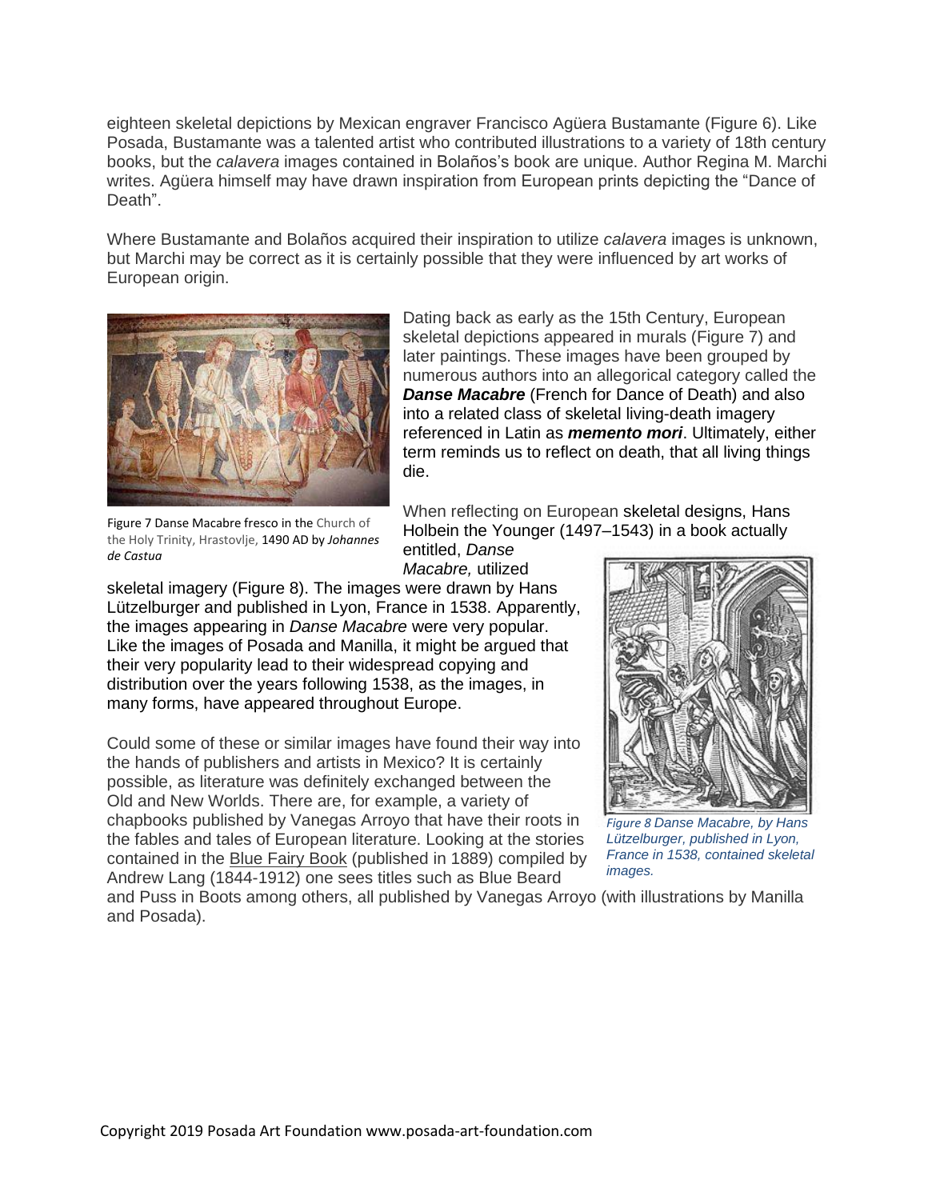eighteen skeletal depictions by Mexican engraver Francisco Agüera Bustamante (Figure 6). Like Posada, Bustamante was a talented artist who contributed illustrations to a variety of 18th century books, but the *calavera* images contained in Bolaños's book are unique. Author Regina M. Marchi writes. Agüera himself may have drawn inspiration from European prints depicting the "Dance of Death".

Where Bustamante and Bolaños acquired their inspiration to utilize *calavera* images is unknown, but Marchi may be correct as it is certainly possible that they were influenced by art works of European origin.

Figure 7 Danse Macabre fresco in the Church of the Holy Trinity, Hrastovlje, 1490 AD by *Johannes de Castua*

Dating back as early as the 15th Century, European skeletal depictions appeared in murals (Figure 7) and later paintings. These images have been grouped by numerous authors into an allegorical category called the ***Danse Macabre*** (French for Dance of Death) and also into a related class of skeletal living-death imagery referenced in Latin as ***memento mori***. Ultimately, either term reminds us to reflect on death, that all living things die.

When reflecting on European skeletal designs, Hans Holbein the Younger (1497–1543) in a book actually entitled, *Danse Macabre,* utilized skeletal imagery (Figure 8). The images were drawn by Hans Lützelburger and published in Lyon, France in 1538. Apparently, the images appearing in *Danse Macabre* were very popular. Like the images of Posada and Manilla, it might be argued that their very popularity lead to their widespread copying and distribution over the years following 1538, as the images, in many forms, have appeared throughout Europe.

*Figure 8 Danse Macabre, by Hans Lützelburger, published in Lyon, France in 1538, contained skeletal images.*

Could some of these or similar images have found their way into the hands of publishers and artists in Mexico? It is certainly possible, as literature was definitely exchanged between the Old and New Worlds. There are, for example, a variety of chapbooks published by Vanegas Arroyo that have their roots in the fables and tales of European literature. Looking at the stories contained in the Blue Fairy Book (published in 1889) compiled by Andrew Lang (1844-1912) one sees titles such as Blue Beard and Puss in Boots among others, all published by Vanegas Arroyo (with illustrations by Manilla and Posada).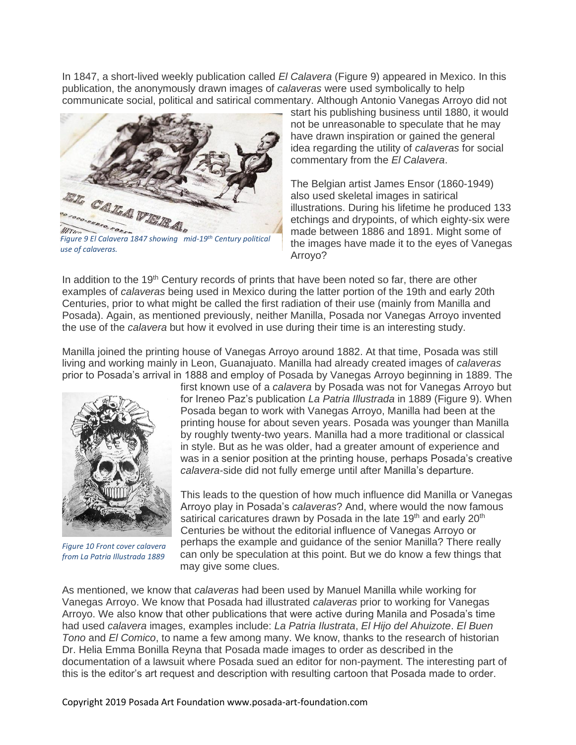In 1847, a short-lived weekly publication called *El Calavera* (Figure 9) appeared in Mexico. In this publication, the anonymously drawn images of *calaveras* were used symbolically to help communicate social, political and satirical commentary. Although Antonio Vanegas Arroyo did not start his publishing business until 1880, it would not be unreasonable to speculate that he may have drawn inspiration or gained the general idea regarding the utility of *calaveras* for social commentary from the *El Calavera*.

*Figure 9 El Calavera 1847 showing mid-19th Century political use of calaveras.*

The Belgian artist James Ensor (1860-1949) also used skeletal images in satirical illustrations. During his lifetime he produced 133 etchings and drypoints, of which eighty-six were made between 1886 and 1891. Might some of the images have made it to the eyes of Vanegas Arroyo?

In addition to the 19th Century records of prints that have been noted so far, there are other examples of *calaveras* being used in Mexico during the latter portion of the 19th and early 20th Centuries, prior to what might be called the first radiation of their use (mainly from Manilla and Posada). Again, as mentioned previously, neither Manilla, Posada nor Vanegas Arroyo invented the use of the *calavera* but how it evolved in use during their time is an interesting study.

Manilla joined the printing house of Vanegas Arroyo around 1882. At that time, Posada was still living and working mainly in Leon, Guanajuato. Manilla had already created images of *calaveras* prior to Posada's arrival in 1888 and employ of Posada by Vanegas Arroyo beginning in 1889. The first known use of a *calavera* by Posada was not for Vanegas Arroyo but for Ireneo Paz's publication *La Patria Illustrada* in 1889 (Figure 9). When Posada began to work with Vanegas Arroyo, Manilla had been at the printing house for about seven years. Posada was younger than Manilla by roughly twenty-two years. Manilla had a more traditional or classical in style. But as he was older, had a greater amount of experience and was in a senior position at the printing house, perhaps Posada's creative *calavera*-side did not fully emerge until after Manilla's departure.

*Figure 10 Front cover calavera from La Patria Illustrada 1889*

This leads to the question of how much influence did Manilla or Vanegas Arroyo play in Posada's *calaveras*? And, where would the now famous satirical caricatures drawn by Posada in the late 19th and early 20th Centuries be without the editorial influence of Vanegas Arroyo or perhaps the example and guidance of the senior Manilla? There really can only be speculation at this point. But we do know a few things that may give some clues.

As mentioned, we know that *calaveras* had been used by Manuel Manilla while working for Vanegas Arroyo. We know that Posada had illustrated *calaveras* prior to working for Vanegas Arroyo. We also know that other publications that were active during Manila and Posada's time had used *calavera* images, examples include: *La Patria Ilustrata*, *El Hijo del Ahuizote*. *El Buen Tono* and *El Comico*, to name a few among many. We know, thanks to the research of historian Dr. Helia Emma Bonilla Reyna that Posada made images to order as described in the documentation of a lawsuit where Posada sued an editor for non-payment. The interesting part of this is the editor's art request and description with resulting cartoon that Posada made to order.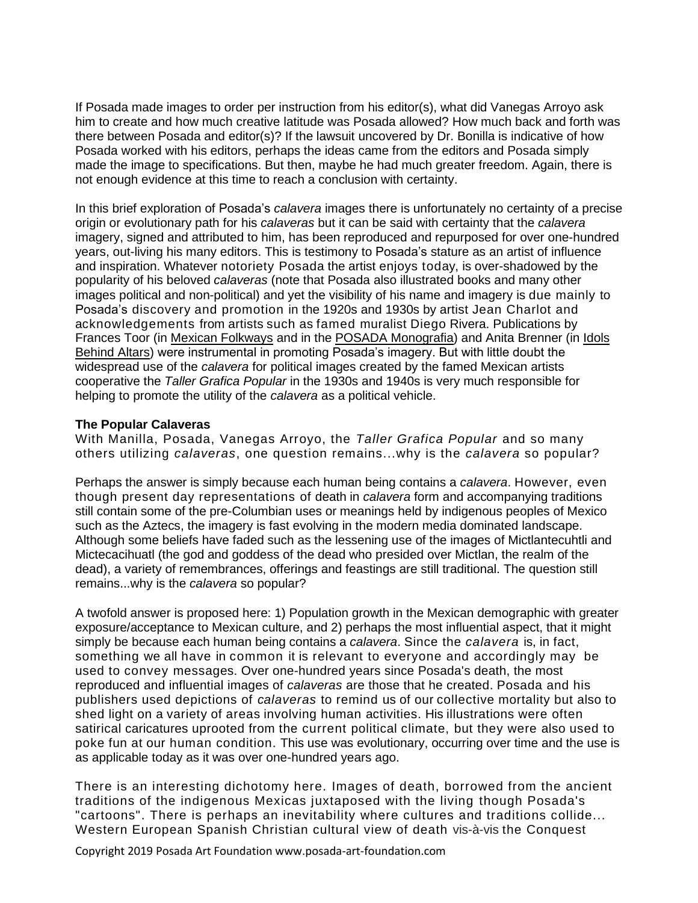If Posada made images to order per instruction from his editor(s), what did Vanegas Arroyo ask him to create and how much creative latitude was Posada allowed? How much back and forth was there between Posada and editor(s)? If the lawsuit uncovered by Dr. Bonilla is indicative of how Posada worked with his editors, perhaps the ideas came from the editors and Posada simply made the image to specifications. But then, maybe he had much greater freedom. Again, there is not enough evidence at this time to reach a conclusion with certainty.

In this brief exploration of Posada's *calavera* images there is unfortunately no certainty of a precise origin or evolutionary path for his *calaveras* but it can be said with certainty that the *calavera* imagery, signed and attributed to him, has been reproduced and repurposed for over one-hundred years, out-living his many editors. This is testimony to Posada's stature as an artist of influence and inspiration. Whatever notoriety Posada the artist enjoys today, is over-shadowed by the popularity of his beloved *calaveras* (note that Posada also illustrated books and many other images political and non-political) and yet the visibility of his name and imagery is due mainly to Posada's discovery and promotion in the 1920s and 1930s by artist Jean Charlot and acknowledgements from artists such as famed muralist Diego Rivera. Publications by Frances Toor (in Mexican Folkways and in the POSADA Monografia) and Anita Brenner (in Idols Behind Altars) were instrumental in promoting Posada's imagery. But with little doubt the widespread use of the *calavera* for political images created by the famed Mexican artists cooperative the *Taller Grafica Popular* in the 1930s and 1940s is very much responsible for helping to promote the utility of the *calavera* as a political vehicle.

**The Popular Calaveras**

With Manilla, Posada, Vanegas Arroyo, the *Taller Grafica Popular* and so many others utilizing *calaveras*, one question remains...why is the *calavera* so popular?

Perhaps the answer is simply because each human being contains a *calavera*. However, even though present day representations of death in *calavera* form and accompanying traditions still contain some of the pre-Columbian uses or meanings held by indigenous peoples of Mexico such as the Aztecs, the imagery is fast evolving in the modern media dominated landscape. Although some beliefs have faded such as the lessening use of the images of Mictlantecuhtli and Mictecacihuatl (the god and goddess of the dead who presided over Mictlan, the realm of the dead), a variety of remembrances, offerings and feastings are still traditional. The question still remains...why is the *calavera* so popular?

A twofold answer is proposed here: 1) Population growth in the Mexican demographic with greater exposure/acceptance to Mexican culture, and 2) perhaps the most influential aspect, that it might simply be because each human being contains a *calavera*. Since the *calavera* is, in fact, something we all have in common it is relevant to everyone and accordingly may be used to convey messages. Over one-hundred years since Posada's death, the most reproduced and influential images of *calaveras* are those that he created. Posada and his publishers used depictions of *calaveras* to remind us of our collective mortality but also to shed light on a variety of areas involving human activities. His illustrations were often satirical caricatures uprooted from the current political climate, but they were also used to poke fun at our human condition. This use was evolutionary, occurring over time and the use is as applicable today as it was over one-hundred years ago.

There is an interesting dichotomy here. Images of death, borrowed from the ancient traditions of the indigenous Mexicas juxtaposed with the living though Posada's "cartoons". There is perhaps an inevitability where cultures and traditions collide... Western European Spanish Christian cultural view of death vis-à-vis the Conquest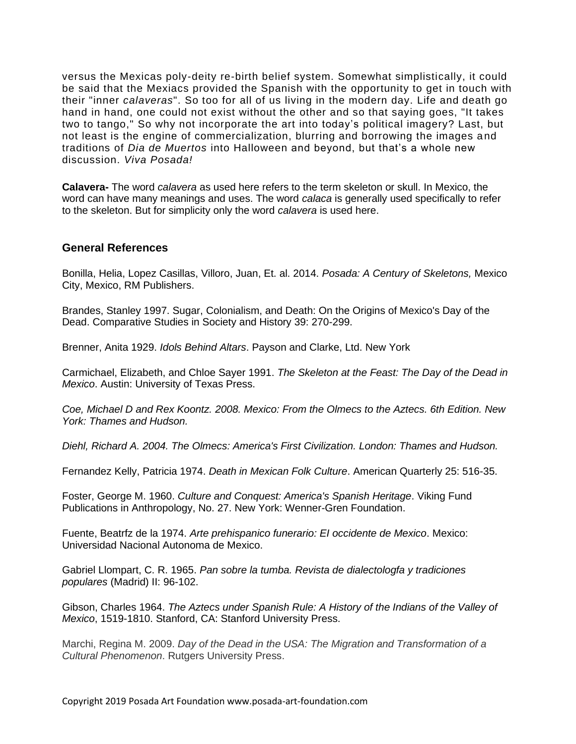versus the Mexicas poly-deity re-birth belief system. Somewhat simplistically, it could be said that the Mexiacs provided the Spanish with the opportunity to get in touch with their "inner *calaveras*". So too for all of us living in the modern day. Life and death go hand in hand, one could not exist without the other and so that saying goes, "It takes two to tango," So why not incorporate the art into today's political imagery? Last, but not least is the engine of commercialization, blurring and borrowing the images and traditions of *Dia de Muertos* into Halloween and beyond, but that's a whole new discussion. *Viva Posada!*

**Calavera-** The word *calavera* as used here refers to the term skeleton or skull. In Mexico, the word can have many meanings and uses. The word *calaca* is generally used specifically to refer to the skeleton. But for simplicity only the word *calavera* is used here.

## General References

Bonilla, Helia, Lopez Casillas, Villoro, Juan, Et. al. 2014. *Posada: A Century of Skeletons,* Mexico City, Mexico, RM Publishers.

Brandes, Stanley 1997. Sugar, Colonialism, and Death: On the Origins of Mexico's Day of the Dead. Comparative Studies in Society and History 39: 270-299.

Brenner, Anita 1929. *Idols Behind Altars*. Payson and Clarke, Ltd. New York

Carmichael, Elizabeth, and Chloe Sayer 1991. *The Skeleton at the Feast: The Day of the Dead in Mexico*. Austin: University of Texas Press.

*Coe, Michael D and Rex Koontz. 2008. Mexico: From the Olmecs to the Aztecs. 6th Edition. New York: Thames and Hudson.*

*Diehl, Richard A. 2004. The Olmecs: America's First Civilization. London: Thames and Hudson.*

Fernandez Kelly, Patricia 1974. *Death in Mexican Folk Culture*. American Quarterly 25: 516-35.

Foster, George M. 1960. *Culture and Conquest: America's Spanish Heritage*. Viking Fund Publications in Anthropology, No. 27. New York: Wenner-Gren Foundation.

Fuente, Beatrfz de la 1974. *Arte prehispanico funerario: EI occidente de Mexico*. Mexico: Universidad Nacional Autonoma de Mexico.

Gabriel Llompart, C. R. 1965. *Pan sobre la tumba. Revista de dialectologfa y tradiciones populares* (Madrid) II: 96-102.

Gibson, Charles 1964. *The Aztecs under Spanish Rule: A History of the Indians of the Valley of Mexico*, 1519-1810. Stanford, CA: Stanford University Press.

Marchi, Regina M. 2009. *Day of the Dead in the USA: The Migration and Transformation of a Cultural Phenomenon*. Rutgers University Press.

Copyright 2019 Posada Art Foundation www.posada-art-foundation.com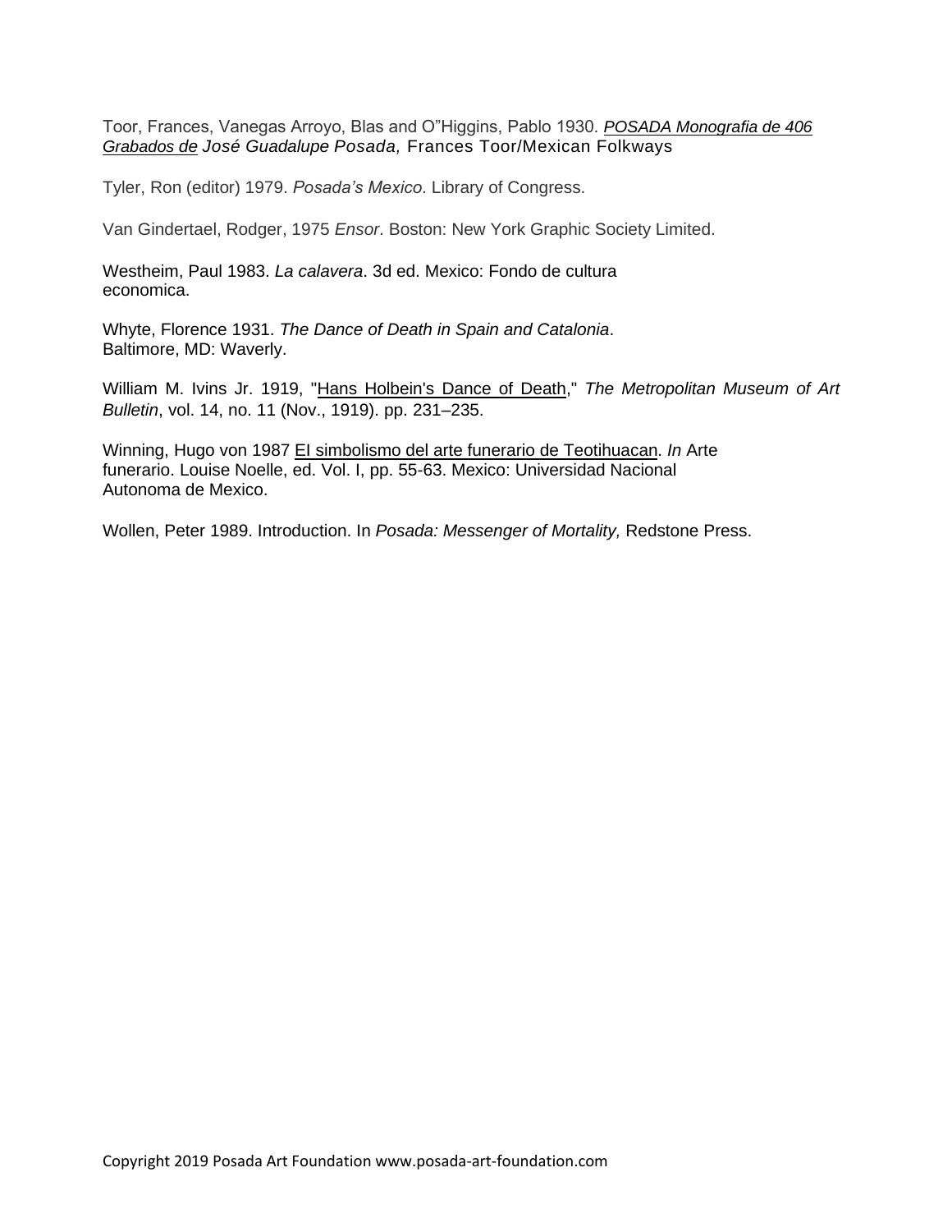Toor, Frances, Vanegas Arroyo, Blas and O"Higgins, Pablo 1930. *POSADA Monografia de 406 Grabados de José Guadalupe Posada,* Frances Toor/Mexican Folkways

Tyler, Ron (editor) 1979. *Posada's Mexico*. Library of Congress.

Van Gindertael, Rodger, 1975 *Ensor*. Boston: New York Graphic Society Limited.

Westheim, Paul 1983. *La calavera*. 3d ed. Mexico: Fondo de cultura economica.

Whyte, Florence 1931. *The Dance of Death in Spain and Catalonia*. Baltimore, MD: Waverly.

William M. Ivins Jr. 1919, "Hans Holbein's Dance of Death," *The Metropolitan Museum of Art Bulletin*, vol. 14, no. 11 (Nov., 1919). pp. 231–235.

Winning, Hugo von 1987 El simbolismo del arte funerario de Teotihuacan. *In* Arte funerario. Louise Noelle, ed. Vol. I, pp. 55-63. Mexico: Universidad Nacional Autonoma de Mexico.

Wollen, Peter 1989. Introduction. In *Posada: Messenger of Mortality,* Redstone Press.